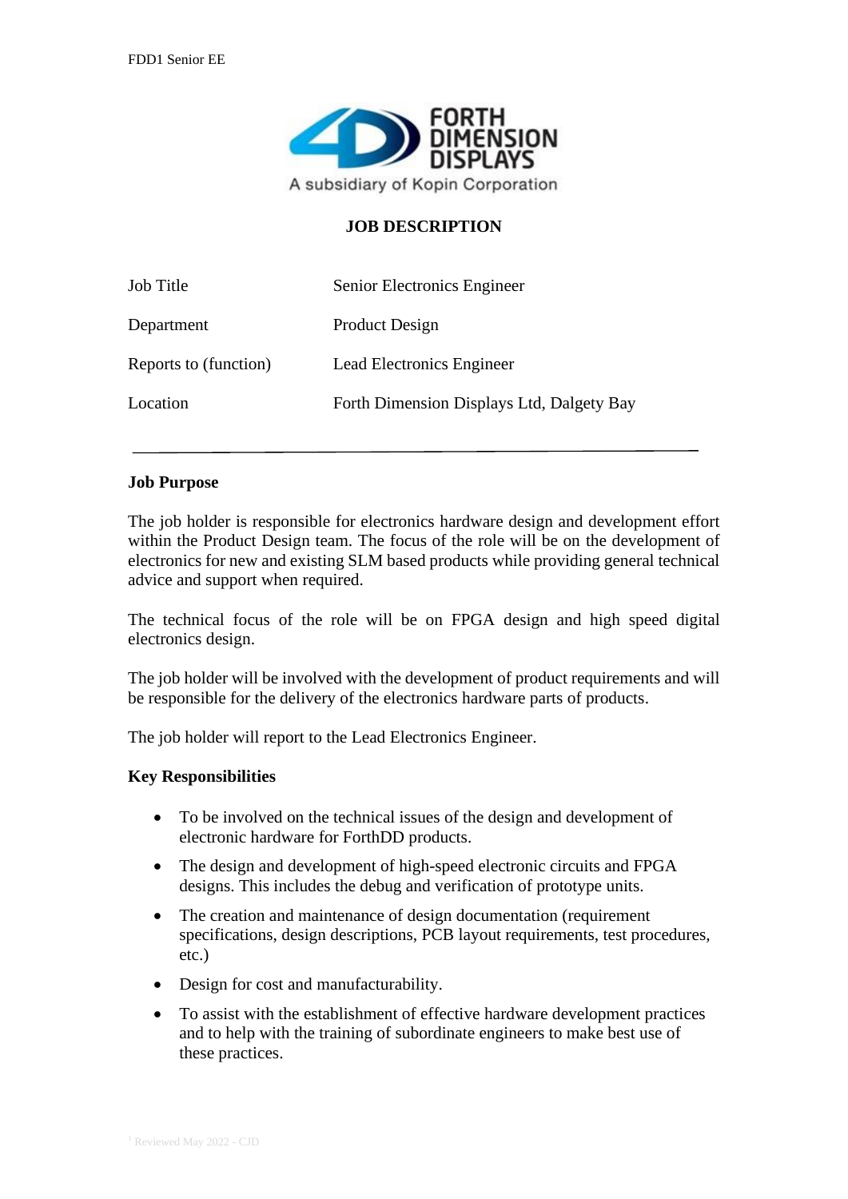# JOB DESCRIPTION

| | |
|---|---|
| Job Title | Senior Electronics Engineer |
| Department | Product Design |
| Reports to (function) | Lead Electronics Engineer |
| Location | Forth Dimension Displays Ltd, Dalgety Bay |

---

## Job Purpose

The job holder is responsible for electronics hardware design and development effort within the Product Design team. The focus of the role will be on the development of electronics for new and existing SLM based products while providing general technical advice and support when required.

The technical focus of the role will be on FPGA design and high speed digital electronics design.

The job holder will be involved with the development of product requirements and will be responsible for the delivery of the electronics hardware parts of products.

The job holder will report to the Lead Electronics Engineer.

## Key Responsibilities

- To be involved on the technical issues of the design and development of electronic hardware for ForthDD products.
- The design and development of high-speed electronic circuits and FPGA designs. This includes the debug and verification of prototype units.
- The creation and maintenance of design documentation (requirement specifications, design descriptions, PCB layout requirements, test procedures, etc.)
- Design for cost and manufacturability.
- To assist with the establishment of effective hardware development practices and to help with the training of subordinate engineers to make best use of these practices.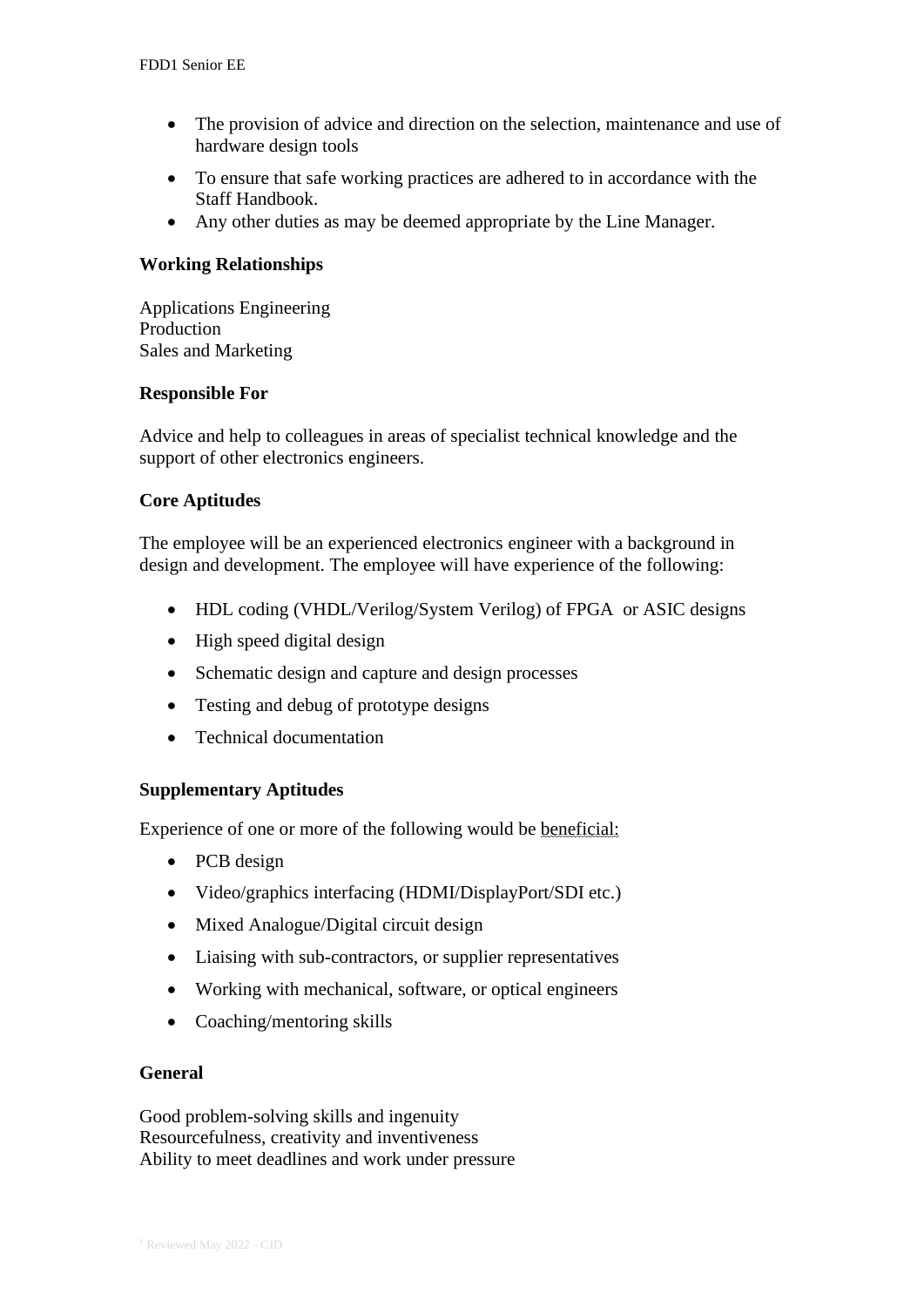- The provision of advice and direction on the selection, maintenance and use of hardware design tools
- To ensure that safe working practices are adhered to in accordance with the Staff Handbook.
- Any other duties as may be deemed appropriate by the Line Manager.

**Working Relationships**

Applications Engineering
Production
Sales and Marketing

**Responsible For**

Advice and help to colleagues in areas of specialist technical knowledge and the support of other electronics engineers.

**Core Aptitudes**

The employee will be an experienced electronics engineer with a background in design and development. The employee will have experience of the following:

- HDL coding (VHDL/Verilog/System Verilog) of FPGA or ASIC designs
- High speed digital design
- Schematic design and capture and design processes
- Testing and debug of prototype designs
- Technical documentation

**Supplementary Aptitudes**

Experience of one or more of the following would be beneficial:

- PCB design
- Video/graphics interfacing (HDMI/DisplayPort/SDI etc.)
- Mixed Analogue/Digital circuit design
- Liaising with sub-contractors, or supplier representatives
- Working with mechanical, software, or optical engineers
- Coaching/mentoring skills

**General**

Good problem-solving skills and ingenuity
Resourcefulness, creativity and inventiveness
Ability to meet deadlines and work under pressure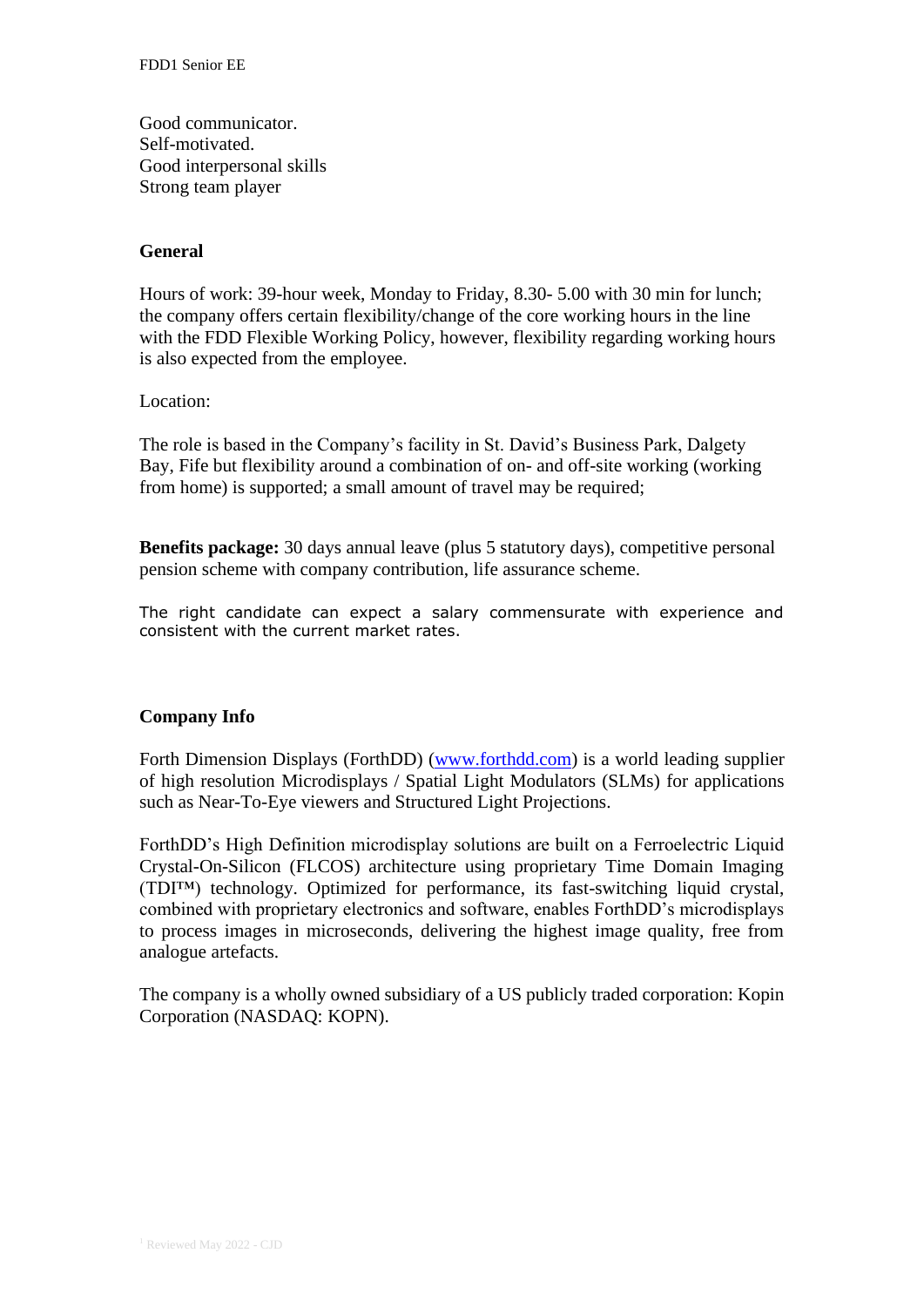Good communicator.
Self-motivated.
Good interpersonal skills
Strong team player

**General**

Hours of work: 39-hour week, Monday to Friday, 8.30- 5.00 with 30 min for lunch; the company offers certain flexibility/change of the core working hours in the line with the FDD Flexible Working Policy, however, flexibility regarding working hours is also expected from the employee.

Location:

The role is based in the Company's facility in St. David's Business Park, Dalgety Bay, Fife but flexibility around a combination of on- and off-site working (working from home) is supported; a small amount of travel may be required;

**Benefits package:** 30 days annual leave (plus 5 statutory days), competitive personal pension scheme with company contribution, life assurance scheme.

The right candidate can expect a salary commensurate with experience and consistent with the current market rates.

**Company Info**

Forth Dimension Displays (ForthDD) (www.forthdd.com) is a world leading supplier of high resolution Microdisplays / Spatial Light Modulators (SLMs) for applications such as Near-To-Eye viewers and Structured Light Projections.

ForthDD's High Definition microdisplay solutions are built on a Ferroelectric Liquid Crystal-On-Silicon (FLCOS) architecture using proprietary Time Domain Imaging (TDI™) technology. Optimized for performance, its fast-switching liquid crystal, combined with proprietary electronics and software, enables ForthDD's microdisplays to process images in microseconds, delivering the highest image quality, free from analogue artefacts.

The company is a wholly owned subsidiary of a US publicly traded corporation: Kopin Corporation (NASDAQ: KOPN).

[1] Reviewed May 2022 - CJD